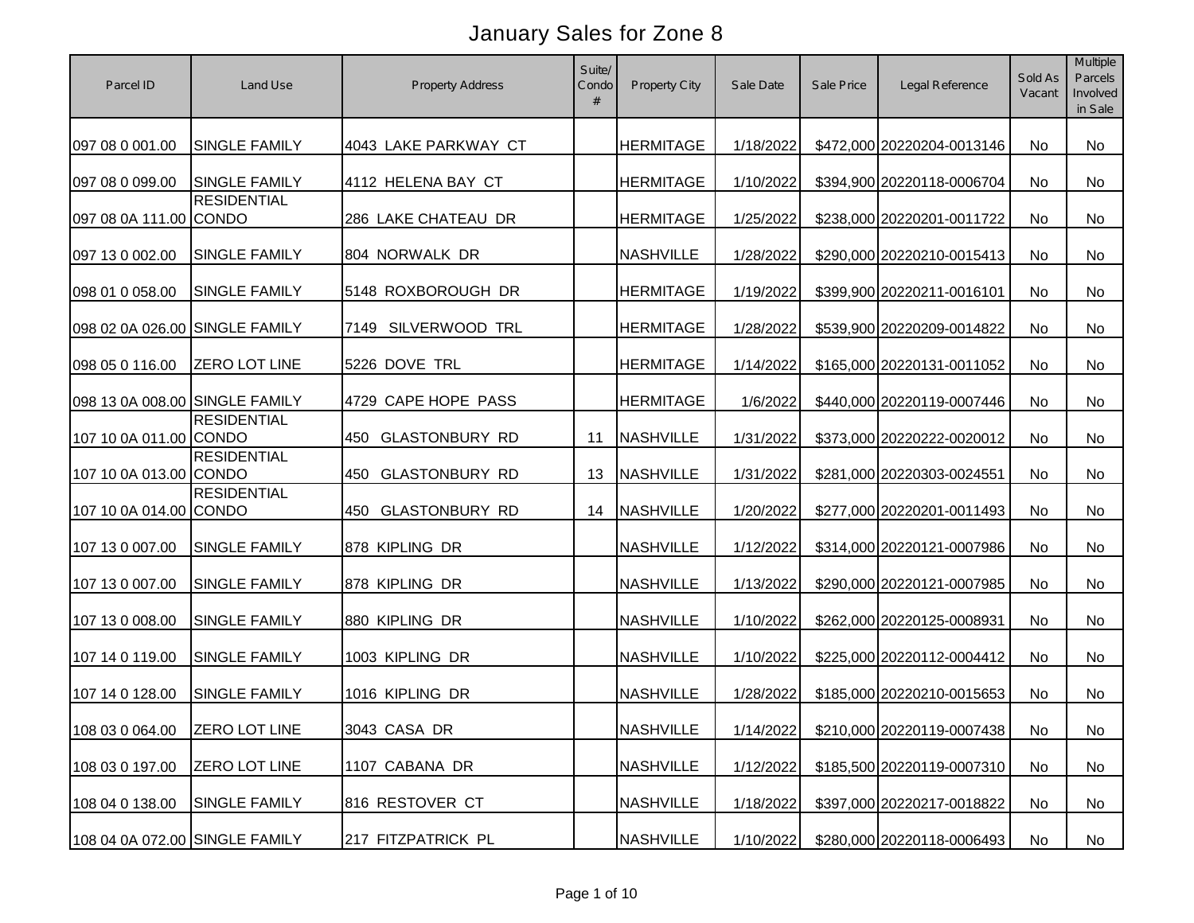# January Sales for Zone 8

| Parcel ID | Land Use | Property Address | Suite/ Condo # | Property City | Sale Date | Sale Price | Legal Reference | Sold As Vacant | Multiple Parcels Involved in Sale |
|---|---|---|---|---|---|---|---|---|---|
| 097 08 0 001.00 | SINGLE FAMILY | 4043 LAKE PARKWAY CT | | HERMITAGE | 1/18/2022 | $472,000 | 20220204-0013146 | No | No |
| 097 08 0 099.00 | SINGLE FAMILY | 4112 HELENA BAY CT | | HERMITAGE | 1/10/2022 | $394,900 | 20220118-0006704 | No | No |
| 097 08 0A 111.00 | RESIDENTIAL CONDO | 286 LAKE CHATEAU DR | | HERMITAGE | 1/25/2022 | $238,000 | 20220201-0011722 | No | No |
| 097 13 0 002.00 | SINGLE FAMILY | 804 NORWALK DR | | NASHVILLE | 1/28/2022 | $290,000 | 20220210-0015413 | No | No |
| 098 01 0 058.00 | SINGLE FAMILY | 5148 ROXBOROUGH DR | | HERMITAGE | 1/19/2022 | $399,900 | 20220211-0016101 | No | No |
| 098 02 0A 026.00 | SINGLE FAMILY | 7149 SILVERWOOD TRL | | HERMITAGE | 1/28/2022 | $539,900 | 20220209-0014822 | No | No |
| 098 05 0 116.00 | ZERO LOT LINE | 5226 DOVE TRL | | HERMITAGE | 1/14/2022 | $165,000 | 20220131-0011052 | No | No |
| 098 13 0A 008.00 | SINGLE FAMILY | 4729 CAPE HOPE PASS | | HERMITAGE | 1/6/2022 | $440,000 | 20220119-0007446 | No | No |
| 107 10 0A 011.00 | RESIDENTIAL CONDO | 450 GLASTONBURY RD | 11 | NASHVILLE | 1/31/2022 | $373,000 | 20220222-0020012 | No | No |
| 107 10 0A 013.00 | RESIDENTIAL CONDO | 450 GLASTONBURY RD | 13 | NASHVILLE | 1/31/2022 | $281,000 | 20220303-0024551 | No | No |
| 107 10 0A 014.00 | RESIDENTIAL CONDO | 450 GLASTONBURY RD | 14 | NASHVILLE | 1/20/2022 | $277,000 | 20220201-0011493 | No | No |
| 107 13 0 007.00 | SINGLE FAMILY | 878 KIPLING DR | | NASHVILLE | 1/12/2022 | $314,000 | 20220121-0007986 | No | No |
| 107 13 0 007.00 | SINGLE FAMILY | 878 KIPLING DR | | NASHVILLE | 1/13/2022 | $290,000 | 20220121-0007985 | No | No |
| 107 13 0 008.00 | SINGLE FAMILY | 880 KIPLING DR | | NASHVILLE | 1/10/2022 | $262,000 | 20220125-0008931 | No | No |
| 107 14 0 119.00 | SINGLE FAMILY | 1003 KIPLING DR | | NASHVILLE | 1/10/2022 | $225,000 | 20220112-0004412 | No | No |
| 107 14 0 128.00 | SINGLE FAMILY | 1016 KIPLING DR | | NASHVILLE | 1/28/2022 | $185,000 | 20220210-0015653 | No | No |
| 108 03 0 064.00 | ZERO LOT LINE | 3043 CASA DR | | NASHVILLE | 1/14/2022 | $210,000 | 20220119-0007438 | No | No |
| 108 03 0 197.00 | ZERO LOT LINE | 1107 CABANA DR | | NASHVILLE | 1/12/2022 | $185,500 | 20220119-0007310 | No | No |
| 108 04 0 138.00 | SINGLE FAMILY | 816 RESTOVER CT | | NASHVILLE | 1/18/2022 | $397,000 | 20220217-0018822 | No | No |
| 108 04 0A 072.00 | SINGLE FAMILY | 217 FITZPATRICK PL | | NASHVILLE | 1/10/2022 | $280,000 | 20220118-0006493 | No | No |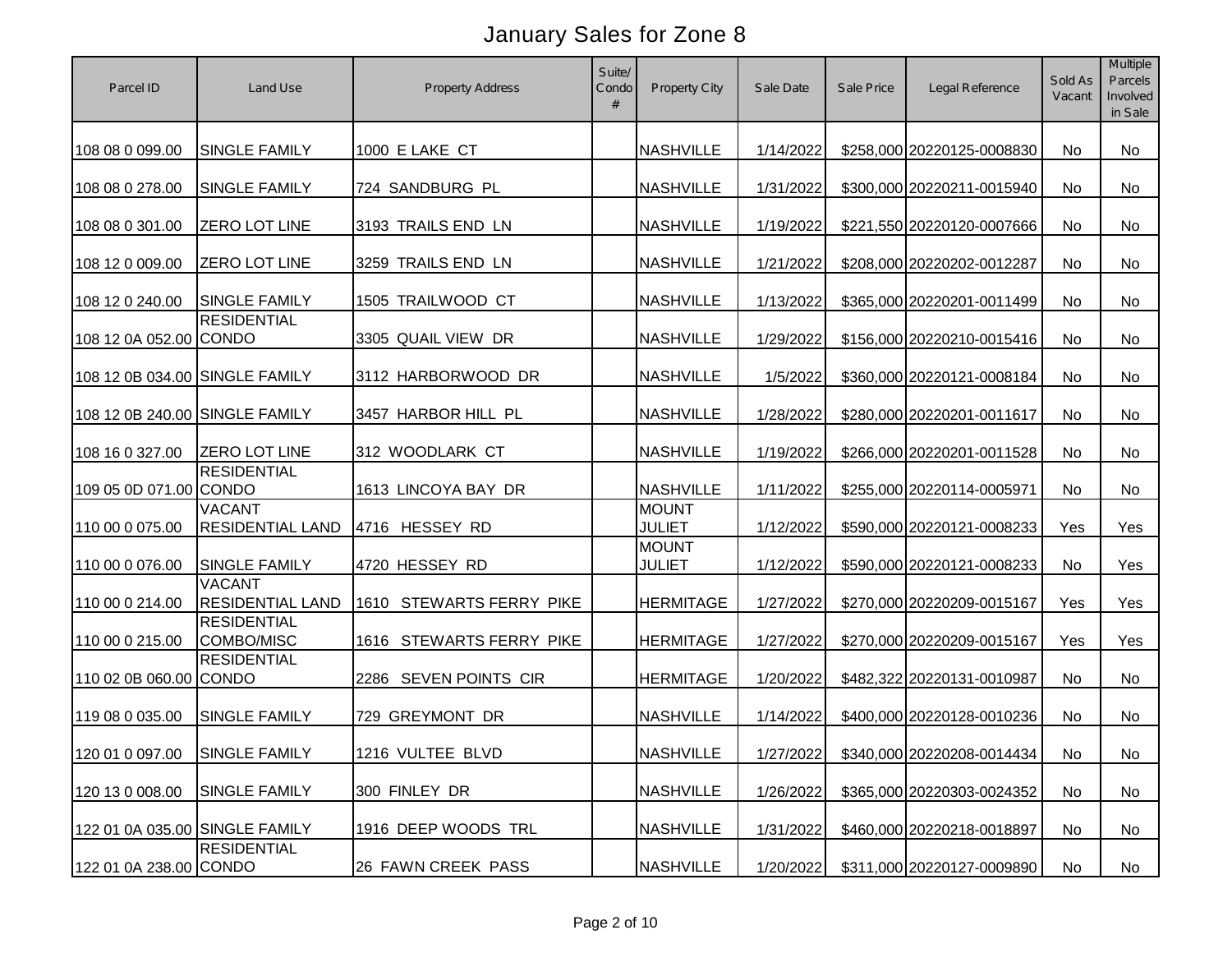# January Sales for Zone 8

| Parcel ID | Land Use | Property Address | Suite/ Condo # | Property City | Sale Date | Sale Price | Legal Reference | Sold As Vacant | Multiple Parcels Involved in Sale |
|---|---|---|---|---|---|---|---|---|---|
| 108 08 0 099.00 | SINGLE FAMILY | 1000 E LAKE CT | | NASHVILLE | 1/14/2022 | $258,000 | 20220125-0008830 | No | No |
| 108 08 0 278.00 | SINGLE FAMILY | 724 SANDBURG PL | | NASHVILLE | 1/31/2022 | $300,000 | 20220211-0015940 | No | No |
| 108 08 0 301.00 | ZERO LOT LINE | 3193 TRAILS END LN | | NASHVILLE | 1/19/2022 | $221,550 | 20220120-0007666 | No | No |
| 108 12 0 009.00 | ZERO LOT LINE | 3259 TRAILS END LN | | NASHVILLE | 1/21/2022 | $208,000 | 20220202-0012287 | No | No |
| 108 12 0 240.00 | SINGLE FAMILY | 1505 TRAILWOOD CT | | NASHVILLE | 1/13/2022 | $365,000 | 20220201-0011499 | No | No |
| 108 12 0A 052.00 | RESIDENTIAL CONDO | 3305 QUAIL VIEW DR | | NASHVILLE | 1/29/2022 | $156,000 | 20220210-0015416 | No | No |
| 108 12 0B 034.00 | SINGLE FAMILY | 3112 HARBORWOOD DR | | NASHVILLE | 1/5/2022 | $360,000 | 20220121-0008184 | No | No |
| 108 12 0B 240.00 | SINGLE FAMILY | 3457 HARBOR HILL PL | | NASHVILLE | 1/28/2022 | $280,000 | 20220201-0011617 | No | No |
| 108 16 0 327.00 | ZERO LOT LINE | 312 WOODLARK CT | | NASHVILLE | 1/19/2022 | $266,000 | 20220201-0011528 | No | No |
| 109 05 0D 071.00 | RESIDENTIAL CONDO | 1613 LINCOYA BAY DR | | NASHVILLE | 1/11/2022 | $255,000 | 20220114-0005971 | No | No |
| 110 00 0 075.00 | VACANT RESIDENTIAL LAND | 4716 HESSEY RD | | MOUNT JULIET | 1/12/2022 | $590,000 | 20220121-0008233 | Yes | Yes |
| 110 00 0 076.00 | SINGLE FAMILY | 4720 HESSEY RD | | MOUNT JULIET | 1/12/2022 | $590,000 | 20220121-0008233 | No | Yes |
| 110 00 0 214.00 | VACANT RESIDENTIAL LAND | 1610 STEWARTS FERRY PIKE | | HERMITAGE | 1/27/2022 | $270,000 | 20220209-0015167 | Yes | Yes |
| 110 00 0 215.00 | RESIDENTIAL COMBO/MISC | 1616 STEWARTS FERRY PIKE | | HERMITAGE | 1/27/2022 | $270,000 | 20220209-0015167 | Yes | Yes |
| 110 02 0B 060.00 | RESIDENTIAL CONDO | 2286 SEVEN POINTS CIR | | HERMITAGE | 1/20/2022 | $482,322 | 20220131-0010987 | No | No |
| 119 08 0 035.00 | SINGLE FAMILY | 729 GREYMONT DR | | NASHVILLE | 1/14/2022 | $400,000 | 20220128-0010236 | No | No |
| 120 01 0 097.00 | SINGLE FAMILY | 1216 VULTEE BLVD | | NASHVILLE | 1/27/2022 | $340,000 | 20220208-0014434 | No | No |
| 120 13 0 008.00 | SINGLE FAMILY | 300 FINLEY DR | | NASHVILLE | 1/26/2022 | $365,000 | 20220303-0024352 | No | No |
| 122 01 0A 035.00 | SINGLE FAMILY | 1916 DEEP WOODS TRL | | NASHVILLE | 1/31/2022 | $460,000 | 20220218-0018897 | No | No |
| 122 01 0A 238.00 | RESIDENTIAL CONDO | 26 FAWN CREEK PASS | | NASHVILLE | 1/20/2022 | $311,000 | 20220127-0009890 | No | No |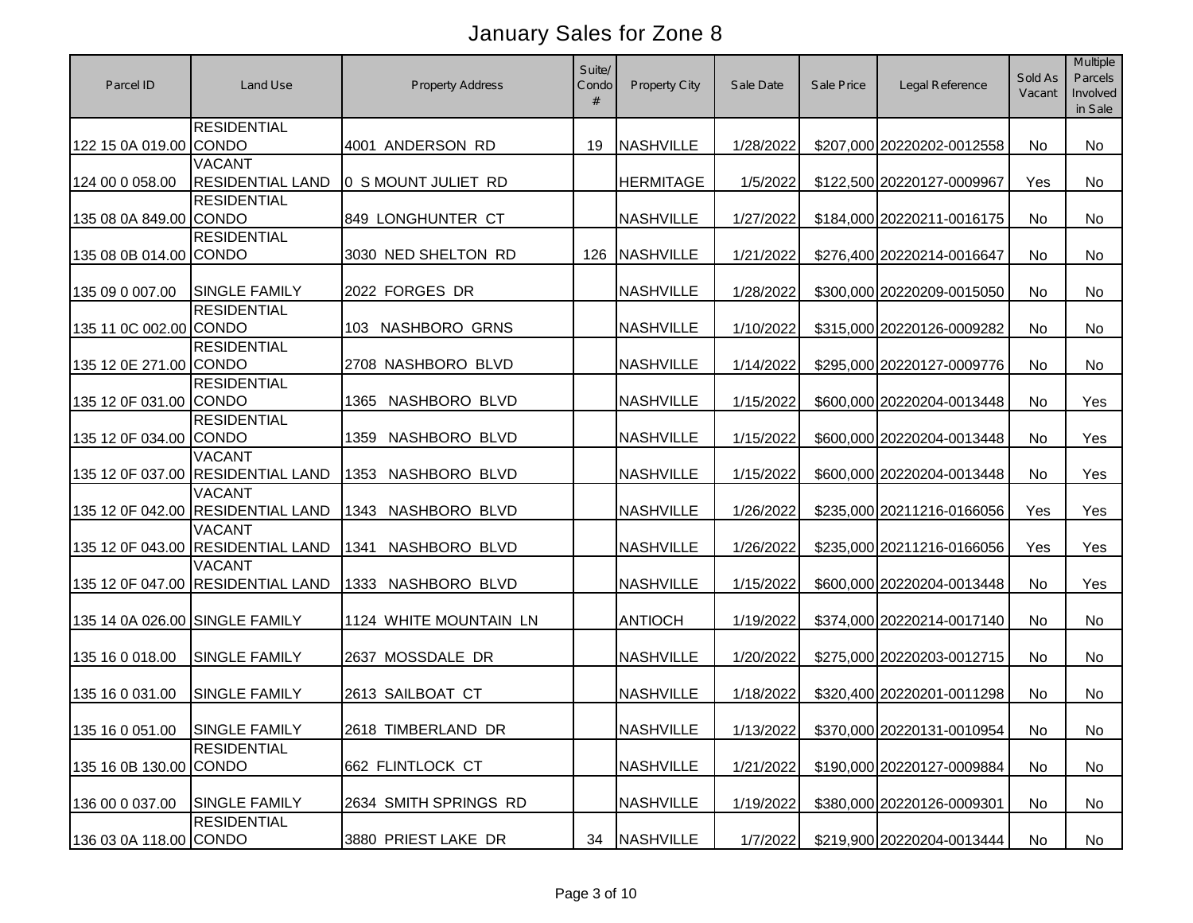# January Sales for Zone 8

| Parcel ID | Land Use | Property Address | Suite/ Condo # | Property City | Sale Date | Sale Price | Legal Reference | Sold As Vacant | Multiple Parcels Involved in Sale |
|---|---|---|---|---|---|---|---|---|---|
| 122 15 0A 019.00 | RESIDENTIAL CONDO | 4001 ANDERSON RD | 19 | NASHVILLE | 1/28/2022 | $207,000 | 20220202-0012558 | No | No |
| 124 00 0 058.00 | VACANT RESIDENTIAL LAND | 0 S MOUNT JULIET RD | | HERMITAGE | 1/5/2022 | $122,500 | 20220127-0009967 | Yes | No |
| 135 08 0A 849.00 | RESIDENTIAL CONDO | 849 LONGHUNTER CT | | NASHVILLE | 1/27/2022 | $184,000 | 20220211-0016175 | No | No |
| 135 08 0B 014.00 | RESIDENTIAL CONDO | 3030 NED SHELTON RD | 126 | NASHVILLE | 1/21/2022 | $276,400 | 20220214-0016647 | No | No |
| 135 09 0 007.00 | SINGLE FAMILY | 2022 FORGES DR | | NASHVILLE | 1/28/2022 | $300,000 | 20220209-0015050 | No | No |
| 135 11 0C 002.00 | RESIDENTIAL CONDO | 103 NASHBORO GRNS | | NASHVILLE | 1/10/2022 | $315,000 | 20220126-0009282 | No | No |
| 135 12 0E 271.00 | RESIDENTIAL CONDO | 2708 NASHBORO BLVD | | NASHVILLE | 1/14/2022 | $295,000 | 20220127-0009776 | No | No |
| 135 12 0F 031.00 | RESIDENTIAL CONDO | 1365 NASHBORO BLVD | | NASHVILLE | 1/15/2022 | $600,000 | 20220204-0013448 | No | Yes |
| 135 12 0F 034.00 | RESIDENTIAL CONDO | 1359 NASHBORO BLVD | | NASHVILLE | 1/15/2022 | $600,000 | 20220204-0013448 | No | Yes |
| 135 12 0F 037.00 | VACANT RESIDENTIAL LAND | 1353 NASHBORO BLVD | | NASHVILLE | 1/15/2022 | $600,000 | 20220204-0013448 | No | Yes |
| 135 12 0F 042.00 | VACANT RESIDENTIAL LAND | 1343 NASHBORO BLVD | | NASHVILLE | 1/26/2022 | $235,000 | 20211216-0166056 | Yes | Yes |
| 135 12 0F 043.00 | VACANT RESIDENTIAL LAND | 1341 NASHBORO BLVD | | NASHVILLE | 1/26/2022 | $235,000 | 20211216-0166056 | Yes | Yes |
| 135 12 0F 047.00 | VACANT RESIDENTIAL LAND | 1333 NASHBORO BLVD | | NASHVILLE | 1/15/2022 | $600,000 | 20220204-0013448 | No | Yes |
| 135 14 0A 026.00 | SINGLE FAMILY | 1124 WHITE MOUNTAIN LN | | ANTIOCH | 1/19/2022 | $374,000 | 20220214-0017140 | No | No |
| 135 16 0 018.00 | SINGLE FAMILY | 2637 MOSSDALE DR | | NASHVILLE | 1/20/2022 | $275,000 | 20220203-0012715 | No | No |
| 135 16 0 031.00 | SINGLE FAMILY | 2613 SAILBOAT CT | | NASHVILLE | 1/18/2022 | $320,400 | 20220201-0011298 | No | No |
| 135 16 0 051.00 | SINGLE FAMILY | 2618 TIMBERLAND DR | | NASHVILLE | 1/13/2022 | $370,000 | 20220131-0010954 | No | No |
| 135 16 0B 130.00 | RESIDENTIAL CONDO | 662 FLINTLOCK CT | | NASHVILLE | 1/21/2022 | $190,000 | 20220127-0009884 | No | No |
| 136 00 0 037.00 | SINGLE FAMILY | 2634 SMITH SPRINGS RD | | NASHVILLE | 1/19/2022 | $380,000 | 20220126-0009301 | No | No |
| 136 03 0A 118.00 | RESIDENTIAL CONDO | 3880 PRIEST LAKE DR | 34 | NASHVILLE | 1/7/2022 | $219,900 | 20220204-0013444 | No | No |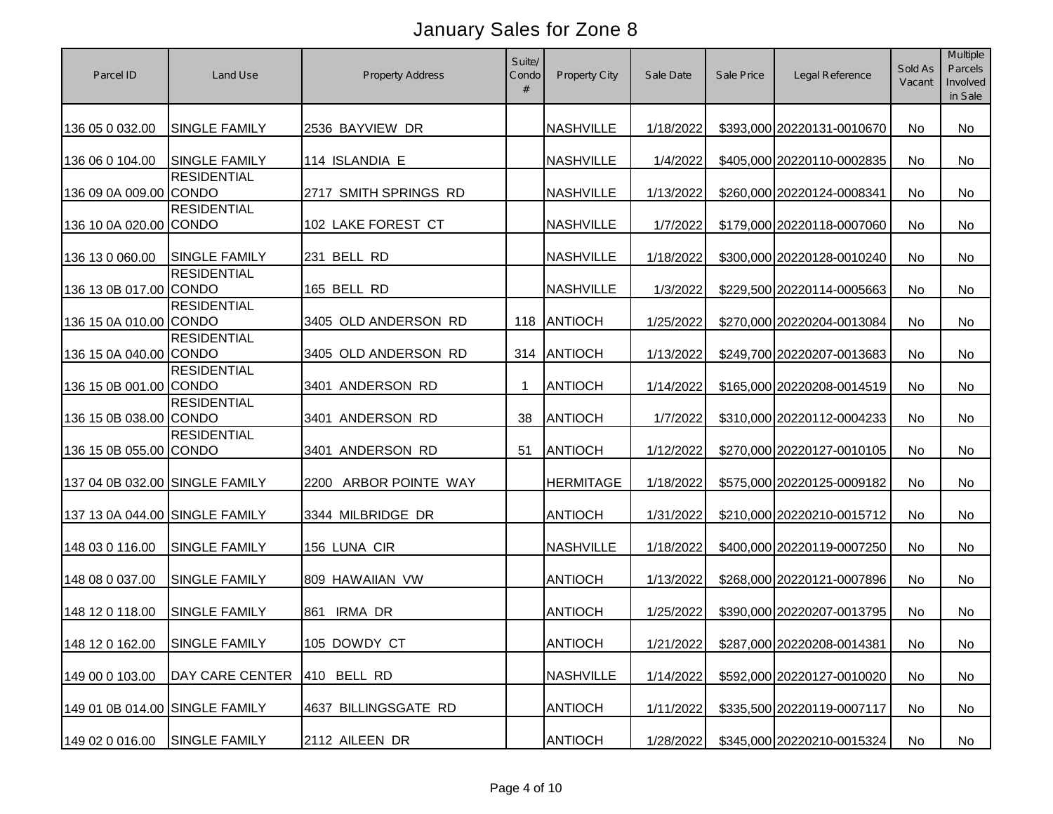# January Sales for Zone 8

| Parcel ID | Land Use | Property Address | Suite/ Condo # | Property City | Sale Date | Sale Price | Legal Reference | Sold As Vacant | Multiple Parcels Involved in Sale |
|---|---|---|---|---|---|---|---|---|---|
| 136 05 0 032.00 | SINGLE FAMILY | 2536 BAYVIEW DR | | NASHVILLE | 1/18/2022 | $393,000 | 20220131-0010670 | No | No |
| 136 06 0 104.00 | SINGLE FAMILY | 114 ISLANDIA E | | NASHVILLE | 1/4/2022 | $405,000 | 20220110-0002835 | No | No |
| 136 09 0A 009.00 | RESIDENTIAL CONDO | 2717 SMITH SPRINGS RD | | NASHVILLE | 1/13/2022 | $260,000 | 20220124-0008341 | No | No |
| 136 10 0A 020.00 | RESIDENTIAL CONDO | 102 LAKE FOREST CT | | NASHVILLE | 1/7/2022 | $179,000 | 20220118-0007060 | No | No |
| 136 13 0 060.00 | SINGLE FAMILY | 231 BELL RD | | NASHVILLE | 1/18/2022 | $300,000 | 20220128-0010240 | No | No |
| 136 13 0B 017.00 | RESIDENTIAL CONDO | 165 BELL RD | | NASHVILLE | 1/3/2022 | $229,500 | 20220114-0005663 | No | No |
| 136 15 0A 010.00 | RESIDENTIAL CONDO | 3405 OLD ANDERSON RD | 118 | ANTIOCH | 1/25/2022 | $270,000 | 20220204-0013084 | No | No |
| 136 15 0A 040.00 | RESIDENTIAL CONDO | 3405 OLD ANDERSON RD | 314 | ANTIOCH | 1/13/2022 | $249,700 | 20220207-0013683 | No | No |
| 136 15 0B 001.00 | RESIDENTIAL CONDO | 3401 ANDERSON RD | 1 | ANTIOCH | 1/14/2022 | $165,000 | 20220208-0014519 | No | No |
| 136 15 0B 038.00 | RESIDENTIAL CONDO | 3401 ANDERSON RD | 38 | ANTIOCH | 1/7/2022 | $310,000 | 20220112-0004233 | No | No |
| 136 15 0B 055.00 | RESIDENTIAL CONDO | 3401 ANDERSON RD | 51 | ANTIOCH | 1/12/2022 | $270,000 | 20220127-0010105 | No | No |
| 137 04 0B 032.00 | SINGLE FAMILY | 2200 ARBOR POINTE WAY | | HERMITAGE | 1/18/2022 | $575,000 | 20220125-0009182 | No | No |
| 137 13 0A 044.00 | SINGLE FAMILY | 3344 MILBRIDGE DR | | ANTIOCH | 1/31/2022 | $210,000 | 20220210-0015712 | No | No |
| 148 03 0 116.00 | SINGLE FAMILY | 156 LUNA CIR | | NASHVILLE | 1/18/2022 | $400,000 | 20220119-0007250 | No | No |
| 148 08 0 037.00 | SINGLE FAMILY | 809 HAWAIIAN VW | | ANTIOCH | 1/13/2022 | $268,000 | 20220121-0007896 | No | No |
| 148 12 0 118.00 | SINGLE FAMILY | 861 IRMA DR | | ANTIOCH | 1/25/2022 | $390,000 | 20220207-0013795 | No | No |
| 148 12 0 162.00 | SINGLE FAMILY | 105 DOWDY CT | | ANTIOCH | 1/21/2022 | $287,000 | 20220208-0014381 | No | No |
| 149 00 0 103.00 | DAY CARE CENTER | 410 BELL RD | | NASHVILLE | 1/14/2022 | $592,000 | 20220127-0010020 | No | No |
| 149 01 0B 014.00 | SINGLE FAMILY | 4637 BILLINGSGATE RD | | ANTIOCH | 1/11/2022 | $335,500 | 20220119-0007117 | No | No |
| 149 02 0 016.00 | SINGLE FAMILY | 2112 AILEEN DR | | ANTIOCH | 1/28/2022 | $345,000 | 20220210-0015324 | No | No |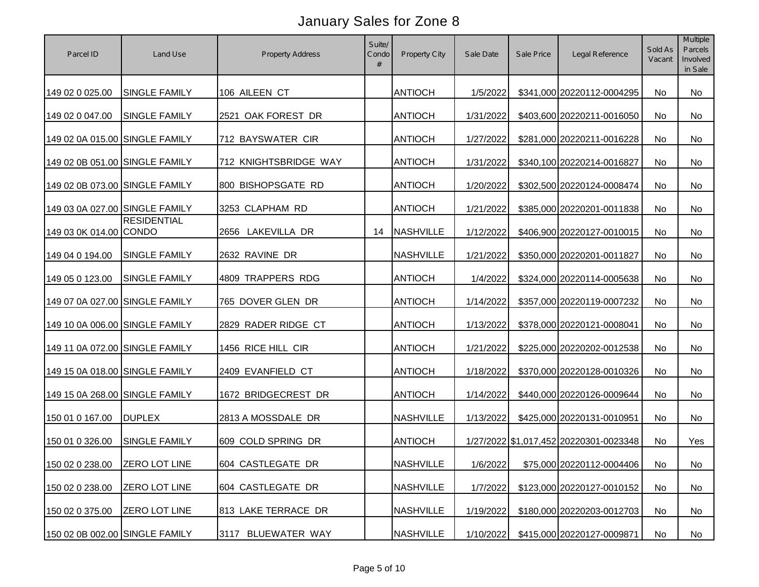# January Sales for Zone 8

| Parcel ID | Land Use | Property Address | Suite/ Condo # | Property City | Sale Date | Sale Price | Legal Reference | Sold As Vacant | Multiple Parcels Involved in Sale |
|---|---|---|---|---|---|---|---|---|---|
| 149 02 0 025.00 | SINGLE FAMILY | 106 AILEEN CT | | ANTIOCH | 1/5/2022 | $341,000 | 20220112-0004295 | No | No |
| 149 02 0 047.00 | SINGLE FAMILY | 2521 OAK FOREST DR | | ANTIOCH | 1/31/2022 | $403,600 | 20220211-0016050 | No | No |
| 149 02 0A 015.00 | SINGLE FAMILY | 712 BAYSWATER CIR | | ANTIOCH | 1/27/2022 | $281,000 | 20220211-0016228 | No | No |
| 149 02 0B 051.00 | SINGLE FAMILY | 712 KNIGHTSBRIDGE WAY | | ANTIOCH | 1/31/2022 | $340,100 | 20220214-0016827 | No | No |
| 149 02 0B 073.00 | SINGLE FAMILY | 800 BISHOPSGATE RD | | ANTIOCH | 1/20/2022 | $302,500 | 20220124-0008474 | No | No |
| 149 03 0A 027.00 | SINGLE FAMILY | 3253 CLAPHAM RD | | ANTIOCH | 1/21/2022 | $385,000 | 20220201-0011838 | No | No |
| 149 03 0K 014.00 | RESIDENTIAL CONDO | 2656 LAKEVILLA DR | 14 | NASHVILLE | 1/12/2022 | $406,900 | 20220127-0010015 | No | No |
| 149 04 0 194.00 | SINGLE FAMILY | 2632 RAVINE DR | | NASHVILLE | 1/21/2022 | $350,000 | 20220201-0011827 | No | No |
| 149 05 0 123.00 | SINGLE FAMILY | 4809 TRAPPERS RDG | | ANTIOCH | 1/4/2022 | $324,000 | 20220114-0005638 | No | No |
| 149 07 0A 027.00 | SINGLE FAMILY | 765 DOVER GLEN DR | | ANTIOCH | 1/14/2022 | $357,000 | 20220119-0007232 | No | No |
| 149 10 0A 006.00 | SINGLE FAMILY | 2829 RADER RIDGE CT | | ANTIOCH | 1/13/2022 | $378,000 | 20220121-0008041 | No | No |
| 149 11 0A 072.00 | SINGLE FAMILY | 1456 RICE HILL CIR | | ANTIOCH | 1/21/2022 | $225,000 | 20220202-0012538 | No | No |
| 149 15 0A 018.00 | SINGLE FAMILY | 2409 EVANFIELD CT | | ANTIOCH | 1/18/2022 | $370,000 | 20220128-0010326 | No | No |
| 149 15 0A 268.00 | SINGLE FAMILY | 1672 BRIDGECREST DR | | ANTIOCH | 1/14/2022 | $440,000 | 20220126-0009644 | No | No |
| 150 01 0 167.00 | DUPLEX | 2813 A MOSSDALE DR | | NASHVILLE | 1/13/2022 | $425,000 | 20220131-0010951 | No | No |
| 150 01 0 326.00 | SINGLE FAMILY | 609 COLD SPRING DR | | ANTIOCH | 1/27/2022 | $1,017,452 | 20220301-0023348 | No | Yes |
| 150 02 0 238.00 | ZERO LOT LINE | 604 CASTLEGATE DR | | NASHVILLE | 1/6/2022 | $75,000 | 20220112-0004406 | No | No |
| 150 02 0 238.00 | ZERO LOT LINE | 604 CASTLEGATE DR | | NASHVILLE | 1/7/2022 | $123,000 | 20220127-0010152 | No | No |
| 150 02 0 375.00 | ZERO LOT LINE | 813 LAKE TERRACE DR | | NASHVILLE | 1/19/2022 | $180,000 | 20220203-0012703 | No | No |
| 150 02 0B 002.00 | SINGLE FAMILY | 3117 BLUEWATER WAY | | NASHVILLE | 1/10/2022 | $415,000 | 20220127-0009871 | No | No |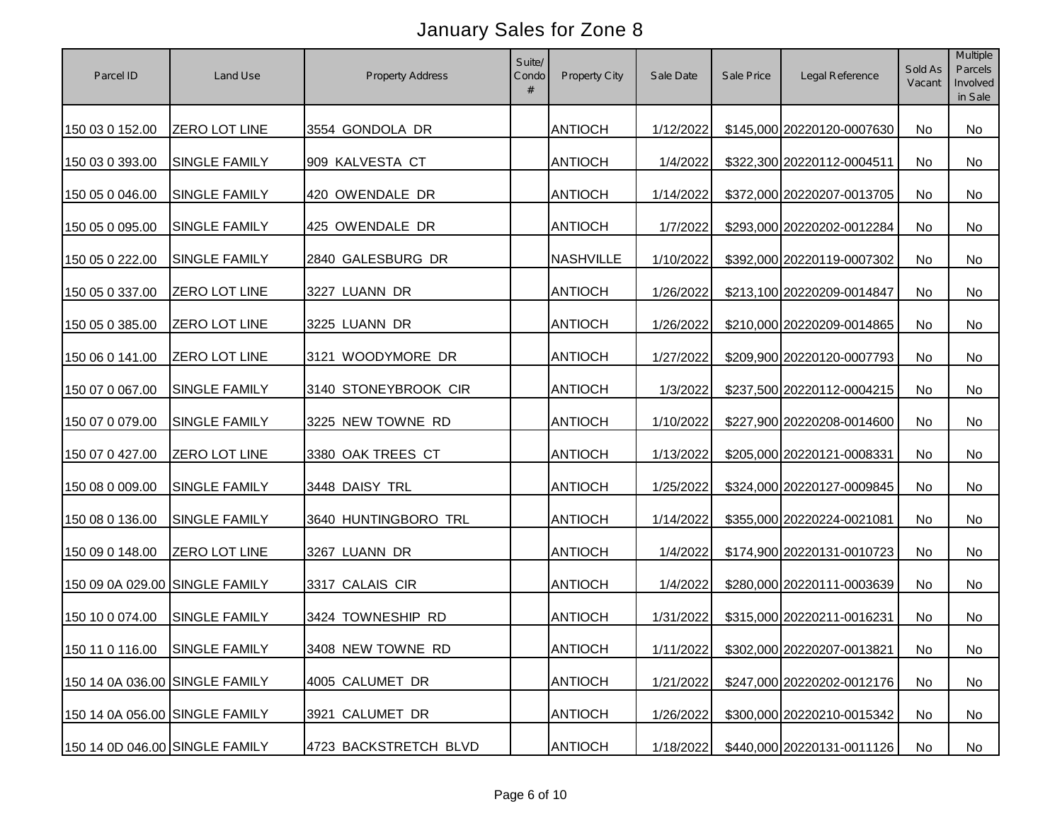# January Sales for Zone 8

| Parcel ID | Land Use | Property Address | Suite/ Condo # | Property City | Sale Date | Sale Price | Legal Reference | Sold As Vacant | Multiple Parcels Involved in Sale |
|---|---|---|---|---|---|---|---|---|---|
| 150 03 0 152.00 | ZERO LOT LINE | 3554 GONDOLA DR | | ANTIOCH | 1/12/2022 | $145,000 | 20220120-0007630 | No | No |
| 150 03 0 393.00 | SINGLE FAMILY | 909 KALVESTA CT | | ANTIOCH | 1/4/2022 | $322,300 | 20220112-0004511 | No | No |
| 150 05 0 046.00 | SINGLE FAMILY | 420 OWENDALE DR | | ANTIOCH | 1/14/2022 | $372,000 | 20220207-0013705 | No | No |
| 150 05 0 095.00 | SINGLE FAMILY | 425 OWENDALE DR | | ANTIOCH | 1/7/2022 | $293,000 | 20220202-0012284 | No | No |
| 150 05 0 222.00 | SINGLE FAMILY | 2840 GALESBURG DR | | NASHVILLE | 1/10/2022 | $392,000 | 20220119-0007302 | No | No |
| 150 05 0 337.00 | ZERO LOT LINE | 3227 LUANN DR | | ANTIOCH | 1/26/2022 | $213,100 | 20220209-0014847 | No | No |
| 150 05 0 385.00 | ZERO LOT LINE | 3225 LUANN DR | | ANTIOCH | 1/26/2022 | $210,000 | 20220209-0014865 | No | No |
| 150 06 0 141.00 | ZERO LOT LINE | 3121 WOODYMORE DR | | ANTIOCH | 1/27/2022 | $209,900 | 20220120-0007793 | No | No |
| 150 07 0 067.00 | SINGLE FAMILY | 3140 STONEYBROOK CIR | | ANTIOCH | 1/3/2022 | $237,500 | 20220112-0004215 | No | No |
| 150 07 0 079.00 | SINGLE FAMILY | 3225 NEW TOWNE RD | | ANTIOCH | 1/10/2022 | $227,900 | 20220208-0014600 | No | No |
| 150 07 0 427.00 | ZERO LOT LINE | 3380 OAK TREES CT | | ANTIOCH | 1/13/2022 | $205,000 | 20220121-0008331 | No | No |
| 150 08 0 009.00 | SINGLE FAMILY | 3448 DAISY TRL | | ANTIOCH | 1/25/2022 | $324,000 | 20220127-0009845 | No | No |
| 150 08 0 136.00 | SINGLE FAMILY | 3640 HUNTINGBORO TRL | | ANTIOCH | 1/14/2022 | $355,000 | 20220224-0021081 | No | No |
| 150 09 0 148.00 | ZERO LOT LINE | 3267 LUANN DR | | ANTIOCH | 1/4/2022 | $174,900 | 20220131-0010723 | No | No |
| 150 09 0A 029.00 | SINGLE FAMILY | 3317 CALAIS CIR | | ANTIOCH | 1/4/2022 | $280,000 | 20220111-0003639 | No | No |
| 150 10 0 074.00 | SINGLE FAMILY | 3424 TOWNESHIP RD | | ANTIOCH | 1/31/2022 | $315,000 | 20220211-0016231 | No | No |
| 150 11 0 116.00 | SINGLE FAMILY | 3408 NEW TOWNE RD | | ANTIOCH | 1/11/2022 | $302,000 | 20220207-0013821 | No | No |
| 150 14 0A 036.00 | SINGLE FAMILY | 4005 CALUMET DR | | ANTIOCH | 1/21/2022 | $247,000 | 20220202-0012176 | No | No |
| 150 14 0A 056.00 | SINGLE FAMILY | 3921 CALUMET DR | | ANTIOCH | 1/26/2022 | $300,000 | 20220210-0015342 | No | No |
| 150 14 0D 046.00 | SINGLE FAMILY | 4723 BACKSTRETCH BLVD | | ANTIOCH | 1/18/2022 | $440,000 | 20220131-0011126 | No | No |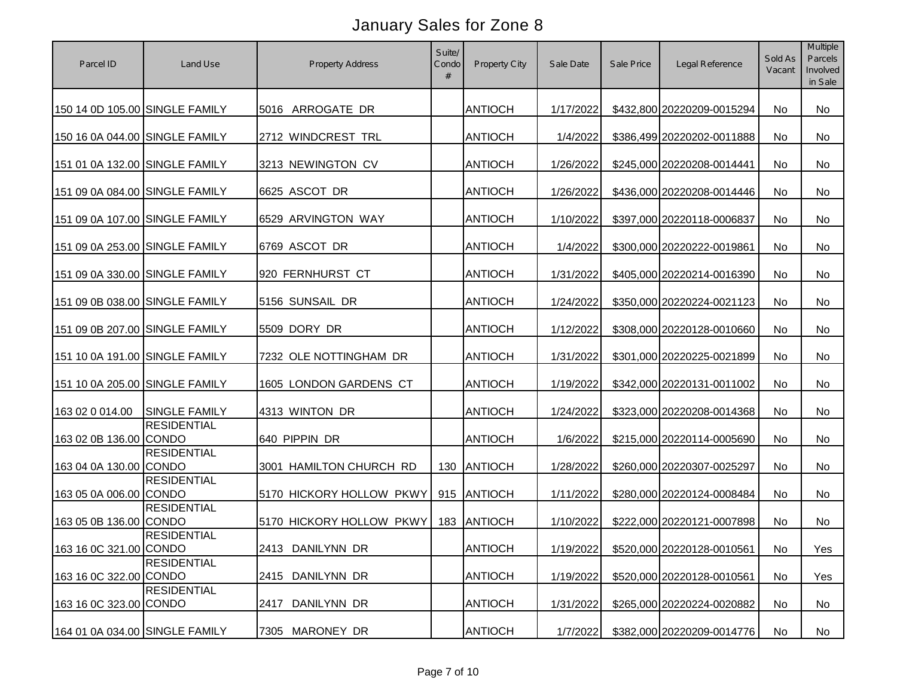# January Sales for Zone 8

| Parcel ID | Land Use | Property Address | Suite/ Condo # | Property City | Sale Date | Sale Price | Legal Reference | Sold As Vacant | Multiple Parcels Involved in Sale |
|---|---|---|---|---|---|---|---|---|---|
| 150 14 0D 105.00 | SINGLE FAMILY | 5016 ARROGATE DR | | ANTIOCH | 1/17/2022 | $432,800 | 20220209-0015294 | No | No |
| 150 16 0A 044.00 | SINGLE FAMILY | 2712 WINDCREST TRL | | ANTIOCH | 1/4/2022 | $386,499 | 20220202-0011888 | No | No |
| 151 01 0A 132.00 | SINGLE FAMILY | 3213 NEWINGTON CV | | ANTIOCH | 1/26/2022 | $245,000 | 20220208-0014441 | No | No |
| 151 09 0A 084.00 | SINGLE FAMILY | 6625 ASCOT DR | | ANTIOCH | 1/26/2022 | $436,000 | 20220208-0014446 | No | No |
| 151 09 0A 107.00 | SINGLE FAMILY | 6529 ARVINGTON WAY | | ANTIOCH | 1/10/2022 | $397,000 | 20220118-0006837 | No | No |
| 151 09 0A 253.00 | SINGLE FAMILY | 6769 ASCOT DR | | ANTIOCH | 1/4/2022 | $300,000 | 20220222-0019861 | No | No |
| 151 09 0A 330.00 | SINGLE FAMILY | 920 FERNHURST CT | | ANTIOCH | 1/31/2022 | $405,000 | 20220214-0016390 | No | No |
| 151 09 0B 038.00 | SINGLE FAMILY | 5156 SUNSAIL DR | | ANTIOCH | 1/24/2022 | $350,000 | 20220224-0021123 | No | No |
| 151 09 0B 207.00 | SINGLE FAMILY | 5509 DORY DR | | ANTIOCH | 1/12/2022 | $308,000 | 20220128-0010660 | No | No |
| 151 10 0A 191.00 | SINGLE FAMILY | 7232 OLE NOTTINGHAM DR | | ANTIOCH | 1/31/2022 | $301,000 | 20220225-0021899 | No | No |
| 151 10 0A 205.00 | SINGLE FAMILY | 1605 LONDON GARDENS CT | | ANTIOCH | 1/19/2022 | $342,000 | 20220131-0011002 | No | No |
| 163 02 0 014.00 | SINGLE FAMILY | 4313 WINTON DR | | ANTIOCH | 1/24/2022 | $323,000 | 20220208-0014368 | No | No |
| 163 02 0B 136.00 | RESIDENTIAL CONDO | 640 PIPPIN DR | | ANTIOCH | 1/6/2022 | $215,000 | 20220114-0005690 | No | No |
| 163 04 0A 130.00 | RESIDENTIAL CONDO | 3001 HAMILTON CHURCH RD | 130 | ANTIOCH | 1/28/2022 | $260,000 | 20220307-0025297 | No | No |
| 163 05 0A 006.00 | RESIDENTIAL CONDO | 5170 HICKORY HOLLOW PKWY | 915 | ANTIOCH | 1/11/2022 | $280,000 | 20220124-0008484 | No | No |
| 163 05 0B 136.00 | RESIDENTIAL CONDO | 5170 HICKORY HOLLOW PKWY | 183 | ANTIOCH | 1/10/2022 | $222,000 | 20220121-0007898 | No | No |
| 163 16 0C 321.00 | RESIDENTIAL CONDO | 2413 DANILYNN DR | | ANTIOCH | 1/19/2022 | $520,000 | 20220128-0010561 | No | Yes |
| 163 16 0C 322.00 | RESIDENTIAL CONDO | 2415 DANILYNN DR | | ANTIOCH | 1/19/2022 | $520,000 | 20220128-0010561 | No | Yes |
| 163 16 0C 323.00 | RESIDENTIAL CONDO | 2417 DANILYNN DR | | ANTIOCH | 1/31/2022 | $265,000 | 20220224-0020882 | No | No |
| 164 01 0A 034.00 | SINGLE FAMILY | 7305 MARONEY DR | | ANTIOCH | 1/7/2022 | $382,000 | 20220209-0014776 | No | No |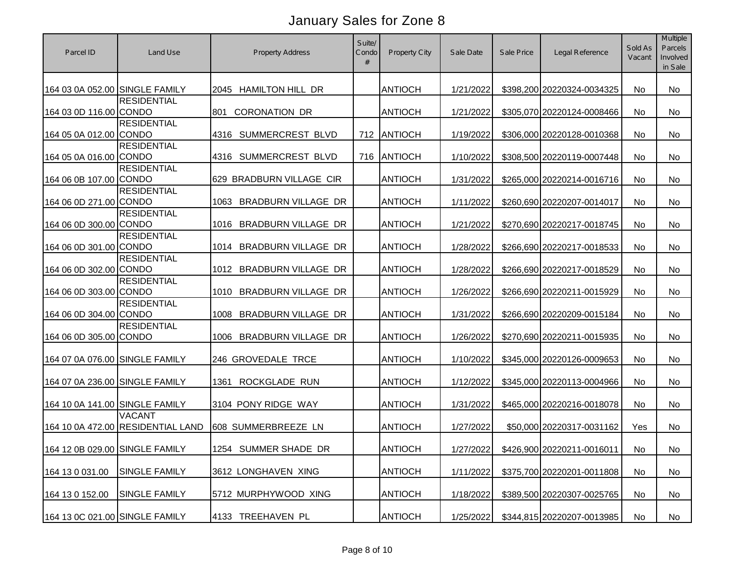# January Sales for Zone 8

| Parcel ID | Land Use | Property Address | Suite/ Condo # | Property City | Sale Date | Sale Price | Legal Reference | Sold As Vacant | Multiple Parcels Involved in Sale |
|---|---|---|---|---|---|---|---|---|---|
| 164 03 0A 052.00 | SINGLE FAMILY | 2045 HAMILTON HILL DR | | ANTIOCH | 1/21/2022 | $398,200 | 20220324-0034325 | No | No |
| 164 03 0D 116.00 | RESIDENTIAL CONDO | 801 CORONATION DR | | ANTIOCH | 1/21/2022 | $305,070 | 20220124-0008466 | No | No |
| 164 05 0A 012.00 | RESIDENTIAL CONDO | 4316 SUMMERCREST BLVD | 712 | ANTIOCH | 1/19/2022 | $306,000 | 20220128-0010368 | No | No |
| 164 05 0A 016.00 | RESIDENTIAL CONDO | 4316 SUMMERCREST BLVD | 716 | ANTIOCH | 1/10/2022 | $308,500 | 20220119-0007448 | No | No |
| 164 06 0B 107.00 | RESIDENTIAL CONDO | 629 BRADBURN VILLAGE CIR | | ANTIOCH | 1/31/2022 | $265,000 | 20220214-0016716 | No | No |
| 164 06 0D 271.00 | RESIDENTIAL CONDO | 1063 BRADBURN VILLAGE DR | | ANTIOCH | 1/11/2022 | $260,690 | 20220207-0014017 | No | No |
| 164 06 0D 300.00 | RESIDENTIAL CONDO | 1016 BRADBURN VILLAGE DR | | ANTIOCH | 1/21/2022 | $270,690 | 20220217-0018745 | No | No |
| 164 06 0D 301.00 | RESIDENTIAL CONDO | 1014 BRADBURN VILLAGE DR | | ANTIOCH | 1/28/2022 | $266,690 | 20220217-0018533 | No | No |
| 164 06 0D 302.00 | RESIDENTIAL CONDO | 1012 BRADBURN VILLAGE DR | | ANTIOCH | 1/28/2022 | $266,690 | 20220217-0018529 | No | No |
| 164 06 0D 303.00 | RESIDENTIAL CONDO | 1010 BRADBURN VILLAGE DR | | ANTIOCH | 1/26/2022 | $266,690 | 20220211-0015929 | No | No |
| 164 06 0D 304.00 | RESIDENTIAL CONDO | 1008 BRADBURN VILLAGE DR | | ANTIOCH | 1/31/2022 | $266,690 | 20220209-0015184 | No | No |
| 164 06 0D 305.00 | RESIDENTIAL CONDO | 1006 BRADBURN VILLAGE DR | | ANTIOCH | 1/26/2022 | $270,690 | 20220211-0015935 | No | No |
| 164 07 0A 076.00 | SINGLE FAMILY | 246 GROVEDALE TRCE | | ANTIOCH | 1/10/2022 | $345,000 | 20220126-0009653 | No | No |
| 164 07 0A 236.00 | SINGLE FAMILY | 1361 ROCKGLADE RUN | | ANTIOCH | 1/12/2022 | $345,000 | 20220113-0004966 | No | No |
| 164 10 0A 141.00 | SINGLE FAMILY | 3104 PONY RIDGE WAY | | ANTIOCH | 1/31/2022 | $465,000 | 20220216-0018078 | No | No |
| 164 10 0A 472.00 | VACANT RESIDENTIAL LAND | 608 SUMMERBREEZE LN | | ANTIOCH | 1/27/2022 | $50,000 | 20220317-0031162 | Yes | No |
| 164 12 0B 029.00 | SINGLE FAMILY | 1254 SUMMER SHADE DR | | ANTIOCH | 1/27/2022 | $426,900 | 20220211-0016011 | No | No |
| 164 13 0 031.00 | SINGLE FAMILY | 3612 LONGHAVEN XING | | ANTIOCH | 1/11/2022 | $375,700 | 20220201-0011808 | No | No |
| 164 13 0 152.00 | SINGLE FAMILY | 5712 MURPHYWOOD XING | | ANTIOCH | 1/18/2022 | $389,500 | 20220307-0025765 | No | No |
| 164 13 0C 021.00 | SINGLE FAMILY | 4133 TREEHAVEN PL | | ANTIOCH | 1/25/2022 | $344,815 | 20220207-0013985 | No | No |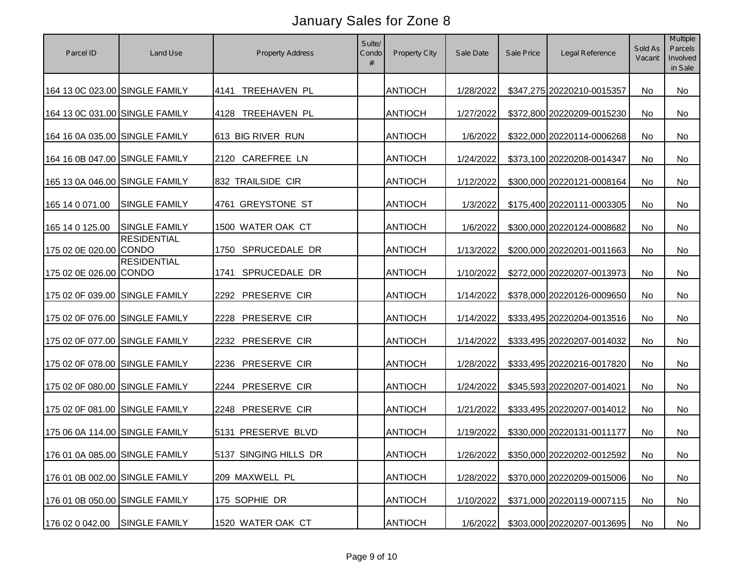# January Sales for Zone 8

| Parcel ID | Land Use | Property Address | Suite/ Condo # | Property City | Sale Date | Sale Price | Legal Reference | Sold As Vacant | Multiple Parcels Involved in Sale |
|---|---|---|---|---|---|---|---|---|---|
| 164 13 0C 023.00 | SINGLE FAMILY | 4141 TREEHAVEN PL | | ANTIOCH | 1/28/2022 | $347,275 | 20220210-0015357 | No | No |
| 164 13 0C 031.00 | SINGLE FAMILY | 4128 TREEHAVEN PL | | ANTIOCH | 1/27/2022 | $372,800 | 20220209-0015230 | No | No |
| 164 16 0A 035.00 | SINGLE FAMILY | 613 BIG RIVER RUN | | ANTIOCH | 1/6/2022 | $322,000 | 20220114-0006268 | No | No |
| 164 16 0B 047.00 | SINGLE FAMILY | 2120 CAREFREE LN | | ANTIOCH | 1/24/2022 | $373,100 | 20220208-0014347 | No | No |
| 165 13 0A 046.00 | SINGLE FAMILY | 832 TRAILSIDE CIR | | ANTIOCH | 1/12/2022 | $300,000 | 20220121-0008164 | No | No |
| 165 14 0 071.00 | SINGLE FAMILY | 4761 GREYSTONE ST | | ANTIOCH | 1/3/2022 | $175,400 | 20220111-0003305 | No | No |
| 165 14 0 125.00 | SINGLE FAMILY | 1500 WATER OAK CT | | ANTIOCH | 1/6/2022 | $300,000 | 20220124-0008682 | No | No |
| 175 02 0E 020.00 | RESIDENTIAL CONDO | 1750 SPRUCEDALE DR | | ANTIOCH | 1/13/2022 | $200,000 | 20220201-0011663 | No | No |
| 175 02 0E 026.00 | RESIDENTIAL CONDO | 1741 SPRUCEDALE DR | | ANTIOCH | 1/10/2022 | $272,000 | 20220207-0013973 | No | No |
| 175 02 0F 039.00 | SINGLE FAMILY | 2292 PRESERVE CIR | | ANTIOCH | 1/14/2022 | $378,000 | 20220126-0009650 | No | No |
| 175 02 0F 076.00 | SINGLE FAMILY | 2228 PRESERVE CIR | | ANTIOCH | 1/14/2022 | $333,495 | 20220204-0013516 | No | No |
| 175 02 0F 077.00 | SINGLE FAMILY | 2232 PRESERVE CIR | | ANTIOCH | 1/14/2022 | $333,495 | 20220207-0014032 | No | No |
| 175 02 0F 078.00 | SINGLE FAMILY | 2236 PRESERVE CIR | | ANTIOCH | 1/28/2022 | $333,495 | 20220216-0017820 | No | No |
| 175 02 0F 080.00 | SINGLE FAMILY | 2244 PRESERVE CIR | | ANTIOCH | 1/24/2022 | $345,593 | 20220207-0014021 | No | No |
| 175 02 0F 081.00 | SINGLE FAMILY | 2248 PRESERVE CIR | | ANTIOCH | 1/21/2022 | $333,495 | 20220207-0014012 | No | No |
| 175 06 0A 114.00 | SINGLE FAMILY | 5131 PRESERVE BLVD | | ANTIOCH | 1/19/2022 | $330,000 | 20220131-0011177 | No | No |
| 176 01 0A 085.00 | SINGLE FAMILY | 5137 SINGING HILLS DR | | ANTIOCH | 1/26/2022 | $350,000 | 20220202-0012592 | No | No |
| 176 01 0B 002.00 | SINGLE FAMILY | 209 MAXWELL PL | | ANTIOCH | 1/28/2022 | $370,000 | 20220209-0015006 | No | No |
| 176 01 0B 050.00 | SINGLE FAMILY | 175 SOPHIE DR | | ANTIOCH | 1/10/2022 | $371,000 | 20220119-0007115 | No | No |
| 176 02 0 042.00 | SINGLE FAMILY | 1520 WATER OAK CT | | ANTIOCH | 1/6/2022 | $303,000 | 20220207-0013695 | No | No |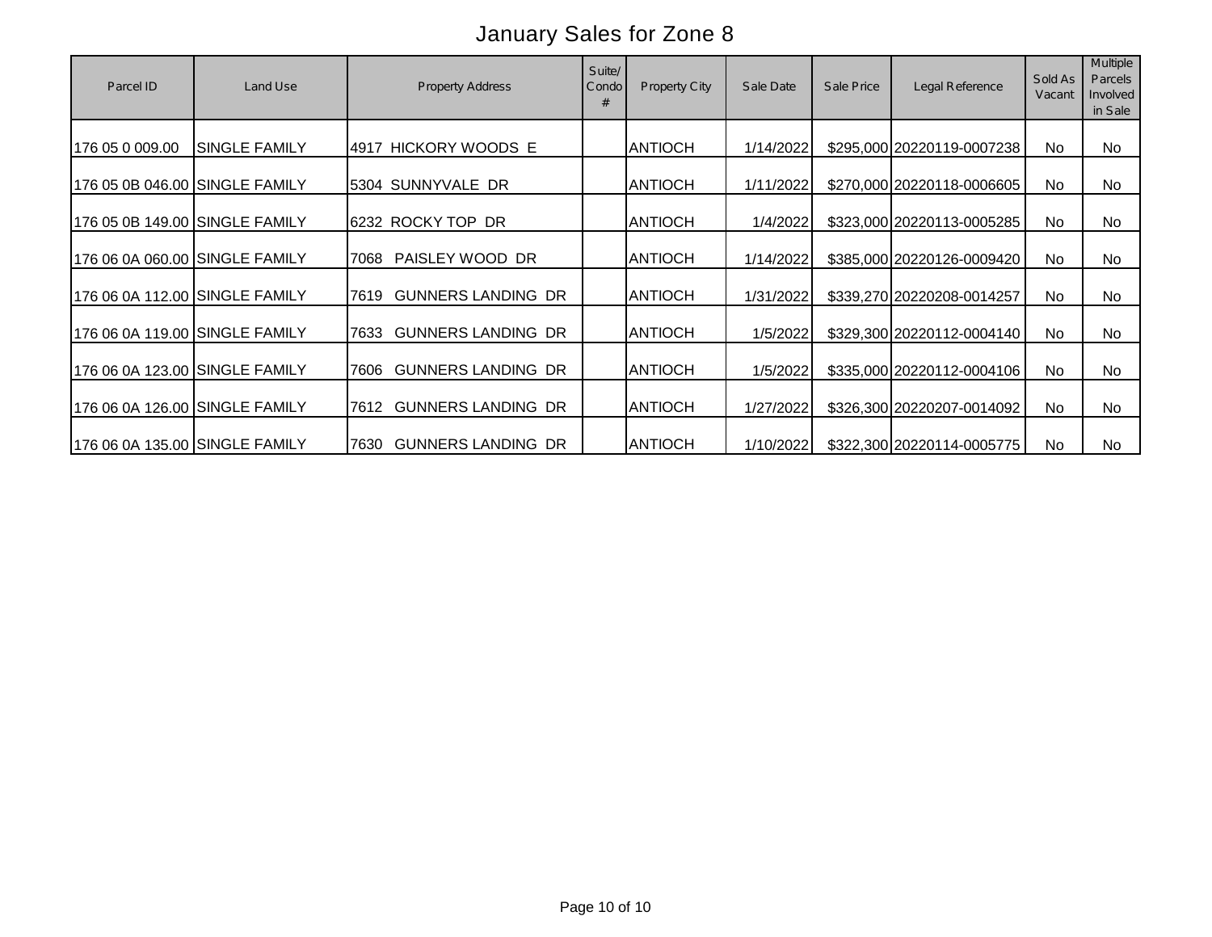# January Sales for Zone 8

| Parcel ID | Land Use | Property Address | Suite/ Condo # | Property City | Sale Date | Sale Price | Legal Reference | Sold As Vacant | Multiple Parcels Involved in Sale |
|---|---|---|---|---|---|---|---|---|---|
| 176 05 0 009.00 | SINGLE FAMILY | 4917 HICKORY WOODS E | | ANTIOCH | 1/14/2022 | $295,000 | 20220119-0007238 | No | No |
| 176 05 0B 046.00 | SINGLE FAMILY | 5304 SUNNYVALE DR | | ANTIOCH | 1/11/2022 | $270,000 | 20220118-0006605 | No | No |
| 176 05 0B 149.00 | SINGLE FAMILY | 6232 ROCKY TOP DR | | ANTIOCH | 1/4/2022 | $323,000 | 20220113-0005285 | No | No |
| 176 06 0A 060.00 | SINGLE FAMILY | 7068 PAISLEY WOOD DR | | ANTIOCH | 1/14/2022 | $385,000 | 20220126-0009420 | No | No |
| 176 06 0A 112.00 | SINGLE FAMILY | 7619 GUNNERS LANDING DR | | ANTIOCH | 1/31/2022 | $339,270 | 20220208-0014257 | No | No |
| 176 06 0A 119.00 | SINGLE FAMILY | 7633 GUNNERS LANDING DR | | ANTIOCH | 1/5/2022 | $329,300 | 20220112-0004140 | No | No |
| 176 06 0A 123.00 | SINGLE FAMILY | 7606 GUNNERS LANDING DR | | ANTIOCH | 1/5/2022 | $335,000 | 20220112-0004106 | No | No |
| 176 06 0A 126.00 | SINGLE FAMILY | 7612 GUNNERS LANDING DR | | ANTIOCH | 1/27/2022 | $326,300 | 20220207-0014092 | No | No |
| 176 06 0A 135.00 | SINGLE FAMILY | 7630 GUNNERS LANDING DR | | ANTIOCH | 1/10/2022 | $322,300 | 20220114-0005775 | No | No |